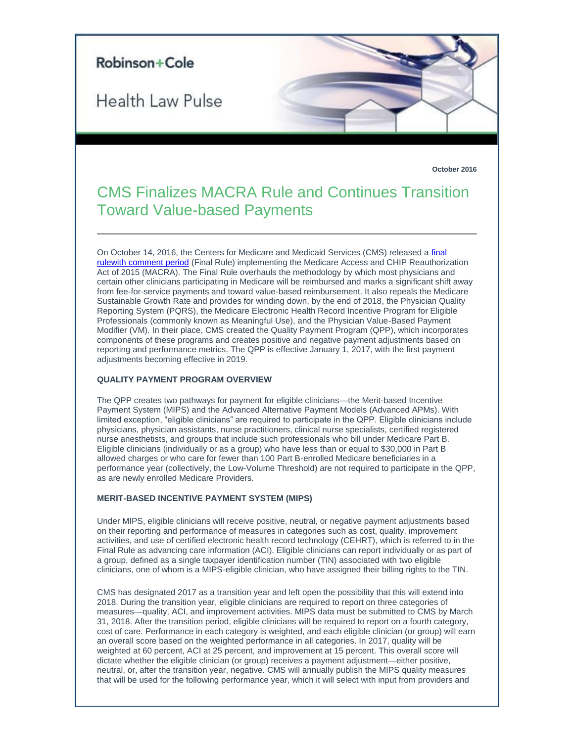Robinson+Cole

Health Law Pulse

**October 2016**

# CMS Finalizes MACRA Rule and Continues Transition Toward Value-based Payments

On October 14, 2016, the Centers for Medicare and Medicaid Services (CMS) released a final rulewith comment period (Final Rule) implementing the Medicare Access and CHIP Reauthorization Act of 2015 (MACRA). The Final Rule overhauls the methodology by which most physicians and certain other clinicians participating in Medicare will be reimbursed and marks a significant shift away from fee-for-service payments and toward value-based reimbursement. It also repeals the Medicare Sustainable Growth Rate and provides for winding down, by the end of 2018, the Physician Quality Reporting System (PQRS), the Medicare Electronic Health Record Incentive Program for Eligible Professionals (commonly known as Meaningful Use), and the Physician Value-Based Payment Modifier (VM). In their place, CMS created the Quality Payment Program (QPP), which incorporates components of these programs and creates positive and negative payment adjustments based on reporting and performance metrics. The QPP is effective January 1, 2017, with the first payment adjustments becoming effective in 2019.

**QUALITY PAYMENT PROGRAM OVERVIEW**

The QPP creates two pathways for payment for eligible clinicians—the Merit-based Incentive Payment System (MIPS) and the Advanced Alternative Payment Models (Advanced APMs). With limited exception, "eligible clinicians" are required to participate in the QPP. Eligible clinicians include physicians, physician assistants, nurse practitioners, clinical nurse specialists, certified registered nurse anesthetists, and groups that include such professionals who bill under Medicare Part B. Eligible clinicians (individually or as a group) who have less than or equal to $30,000 in Part B allowed charges or who care for fewer than 100 Part B-enrolled Medicare beneficiaries in a performance year (collectively, the Low-Volume Threshold) are not required to participate in the QPP, as are newly enrolled Medicare Providers.

**MERIT-BASED INCENTIVE PAYMENT SYSTEM (MIPS)**

Under MIPS, eligible clinicians will receive positive, neutral, or negative payment adjustments based on their reporting and performance of measures in categories such as cost, quality, improvement activities, and use of certified electronic health record technology (CEHRT), which is referred to in the Final Rule as advancing care information (ACI). Eligible clinicians can report individually or as part of a group, defined as a single taxpayer identification number (TIN) associated with two eligible clinicians, one of whom is a MIPS-eligible clinician, who have assigned their billing rights to the TIN.

CMS has designated 2017 as a transition year and left open the possibility that this will extend into 2018. During the transition year, eligible clinicians are required to report on three categories of measures—quality, ACI, and improvement activities. MIPS data must be submitted to CMS by March 31, 2018. After the transition period, eligible clinicians will be required to report on a fourth category, cost of care. Performance in each category is weighted, and each eligible clinician (or group) will earn an overall score based on the weighted performance in all categories. In 2017, quality will be weighted at 60 percent, ACI at 25 percent, and improvement at 15 percent. This overall score will dictate whether the eligible clinician (or group) receives a payment adjustment—either positive, neutral, or, after the transition year, negative. CMS will annually publish the MIPS quality measures that will be used for the following performance year, which it will select with input from providers and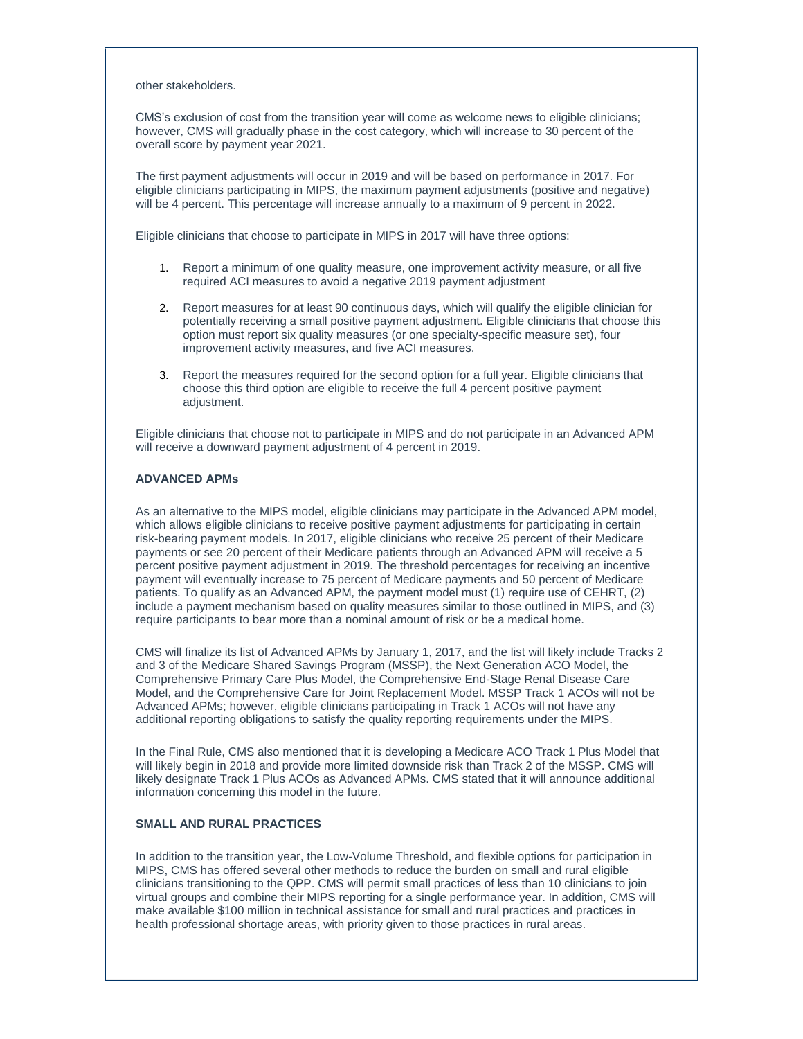other stakeholders.

CMS's exclusion of cost from the transition year will come as welcome news to eligible clinicians; however, CMS will gradually phase in the cost category, which will increase to 30 percent of the overall score by payment year 2021.

The first payment adjustments will occur in 2019 and will be based on performance in 2017. For eligible clinicians participating in MIPS, the maximum payment adjustments (positive and negative) will be 4 percent. This percentage will increase annually to a maximum of 9 percent in 2022.

Eligible clinicians that choose to participate in MIPS in 2017 will have three options:

1. Report a minimum of one quality measure, one improvement activity measure, or all five required ACI measures to avoid a negative 2019 payment adjustment
2. Report measures for at least 90 continuous days, which will qualify the eligible clinician for potentially receiving a small positive payment adjustment. Eligible clinicians that choose this option must report six quality measures (or one specialty-specific measure set), four improvement activity measures, and five ACI measures.
3. Report the measures required for the second option for a full year. Eligible clinicians that choose this third option are eligible to receive the full 4 percent positive payment adjustment.

Eligible clinicians that choose not to participate in MIPS and do not participate in an Advanced APM will receive a downward payment adjustment of 4 percent in 2019.

**ADVANCED APMs**

As an alternative to the MIPS model, eligible clinicians may participate in the Advanced APM model, which allows eligible clinicians to receive positive payment adjustments for participating in certain risk-bearing payment models. In 2017, eligible clinicians who receive 25 percent of their Medicare payments or see 20 percent of their Medicare patients through an Advanced APM will receive a 5 percent positive payment adjustment in 2019. The threshold percentages for receiving an incentive payment will eventually increase to 75 percent of Medicare payments and 50 percent of Medicare patients. To qualify as an Advanced APM, the payment model must (1) require use of CEHRT, (2) include a payment mechanism based on quality measures similar to those outlined in MIPS, and (3) require participants to bear more than a nominal amount of risk or be a medical home.

CMS will finalize its list of Advanced APMs by January 1, 2017, and the list will likely include Tracks 2 and 3 of the Medicare Shared Savings Program (MSSP), the Next Generation ACO Model, the Comprehensive Primary Care Plus Model, the Comprehensive End-Stage Renal Disease Care Model, and the Comprehensive Care for Joint Replacement Model. MSSP Track 1 ACOs will not be Advanced APMs; however, eligible clinicians participating in Track 1 ACOs will not have any additional reporting obligations to satisfy the quality reporting requirements under the MIPS.

In the Final Rule, CMS also mentioned that it is developing a Medicare ACO Track 1 Plus Model that will likely begin in 2018 and provide more limited downside risk than Track 2 of the MSSP. CMS will likely designate Track 1 Plus ACOs as Advanced APMs. CMS stated that it will announce additional information concerning this model in the future.

**SMALL AND RURAL PRACTICES**

In addition to the transition year, the Low-Volume Threshold, and flexible options for participation in MIPS, CMS has offered several other methods to reduce the burden on small and rural eligible clinicians transitioning to the QPP. CMS will permit small practices of less than 10 clinicians to join virtual groups and combine their MIPS reporting for a single performance year. In addition, CMS will make available $100 million in technical assistance for small and rural practices and practices in health professional shortage areas, with priority given to those practices in rural areas.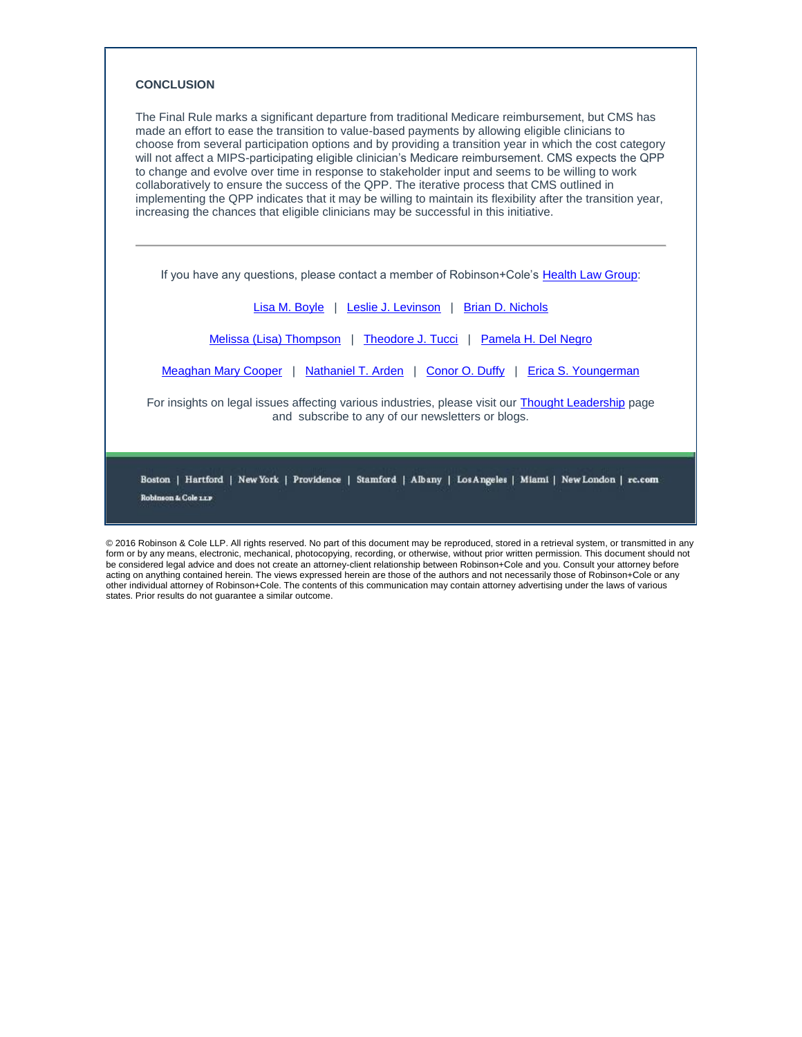## CONCLUSION

The Final Rule marks a significant departure from traditional Medicare reimbursement, but CMS has made an effort to ease the transition to value-based payments by allowing eligible clinicians to choose from several participation options and by providing a transition year in which the cost category will not affect a MIPS-participating eligible clinician's Medicare reimbursement. CMS expects the QPP to change and evolve over time in response to stakeholder input and seems to be willing to work collaboratively to ensure the success of the QPP. The iterative process that CMS outlined in implementing the QPP indicates that it may be willing to maintain its flexibility after the transition year, increasing the chances that eligible clinicians may be successful in this initiative.

---

If you have any questions, please contact a member of Robinson+Cole's Health Law Group:

Lisa M. Boyle | Leslie J. Levinson | Brian D. Nichols

Melissa (Lisa) Thompson | Theodore J. Tucci | Pamela H. Del Negro

Meaghan Mary Cooper | Nathaniel T. Arden | Conor O. Duffy | Erica S. Youngerman

For insights on legal issues affecting various industries, please visit our Thought Leadership page and subscribe to any of our newsletters or blogs.

Boston | Hartford | New York | Providence | Stamford | Albany | Los Angeles | Miami | New London | rc.com

Robinson & Cole LLP

© 2016 Robinson & Cole LLP. All rights reserved. No part of this document may be reproduced, stored in a retrieval system, or transmitted in any form or by any means, electronic, mechanical, photocopying, recording, or otherwise, without prior written permission. This document should not be considered legal advice and does not create an attorney-client relationship between Robinson+Cole and you. Consult your attorney before acting on anything contained herein. The views expressed herein are those of the authors and not necessarily those of Robinson+Cole or any other individual attorney of Robinson+Cole. The contents of this communication may contain attorney advertising under the laws of various states. Prior results do not guarantee a similar outcome.